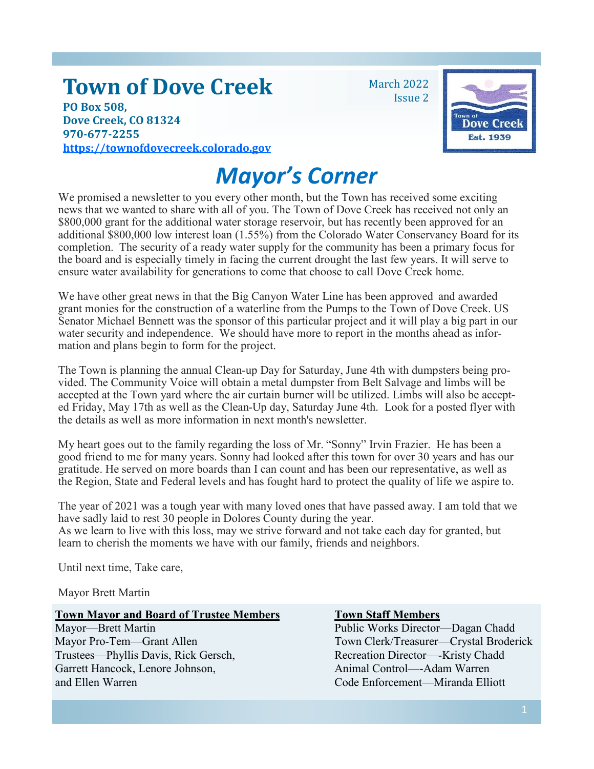# Town of Dove Creek

**PO Box 508,**
**Dove Creek, CO 81324**
**970-677-2255**
**https://townofdovecreek.colorado.gov**

March 2022
Issue 2

## *Mayor's Corner*

We promised a newsletter to you every other month, but the Town has received some exciting news that we wanted to share with all of you. The Town of Dove Creek has received not only an $800,000 grant for the additional water storage reservoir, but has recently been approved for an additional $800,000 low interest loan (1.55%) from the Colorado Water Conservancy Board for its completion. The security of a ready water supply for the community has been a primary focus for the board and is especially timely in facing the current drought the last few years. It will serve to ensure water availability for generations to come that choose to call Dove Creek home.

We have other great news in that the Big Canyon Water Line has been approved and awarded grant monies for the construction of a waterline from the Pumps to the Town of Dove Creek. US Senator Michael Bennett was the sponsor of this particular project and it will play a big part in our water security and independence. We should have more to report in the months ahead as information and plans begin to form for the project.

The Town is planning the annual Clean-up Day for Saturday, June 4th with dumpsters being provided. The Community Voice will obtain a metal dumpster from Belt Salvage and limbs will be accepted at the Town yard where the air curtain burner will be utilized. Limbs will also be accepted Friday, May 17th as well as the Clean-Up day, Saturday June 4th. Look for a posted flyer with the details as well as more information in next month's newsletter.

My heart goes out to the family regarding the loss of Mr. "Sonny" Irvin Frazier. He has been a good friend to me for many years. Sonny had looked after this town for over 30 years and has our gratitude. He served on more boards than I can count and has been our representative, as well as the Region, State and Federal levels and has fought hard to protect the quality of life we aspire to.

The year of 2021 was a tough year with many loved ones that have passed away. I am told that we have sadly laid to rest 30 people in Dolores County during the year.
As we learn to live with this loss, may we strive forward and not take each day for granted, but learn to cherish the moments we have with our family, friends and neighbors.

Until next time, Take care,

Mayor Brett Martin

**Town Mayor and Board of Trustee Members**

Mayor—Brett Martin
Mayor Pro-Tem—Grant Allen
Trustees—Phyllis Davis, Rick Gersch, Garrett Hancock, Lenore Johnson, and Ellen Warren

**Town Staff Members**

Public Works Director—Dagan Chadd
Town Clerk/Treasurer—Crystal Broderick
Recreation Director—-Kristy Chadd
Animal Control—-Adam Warren
Code Enforcement—Miranda Elliott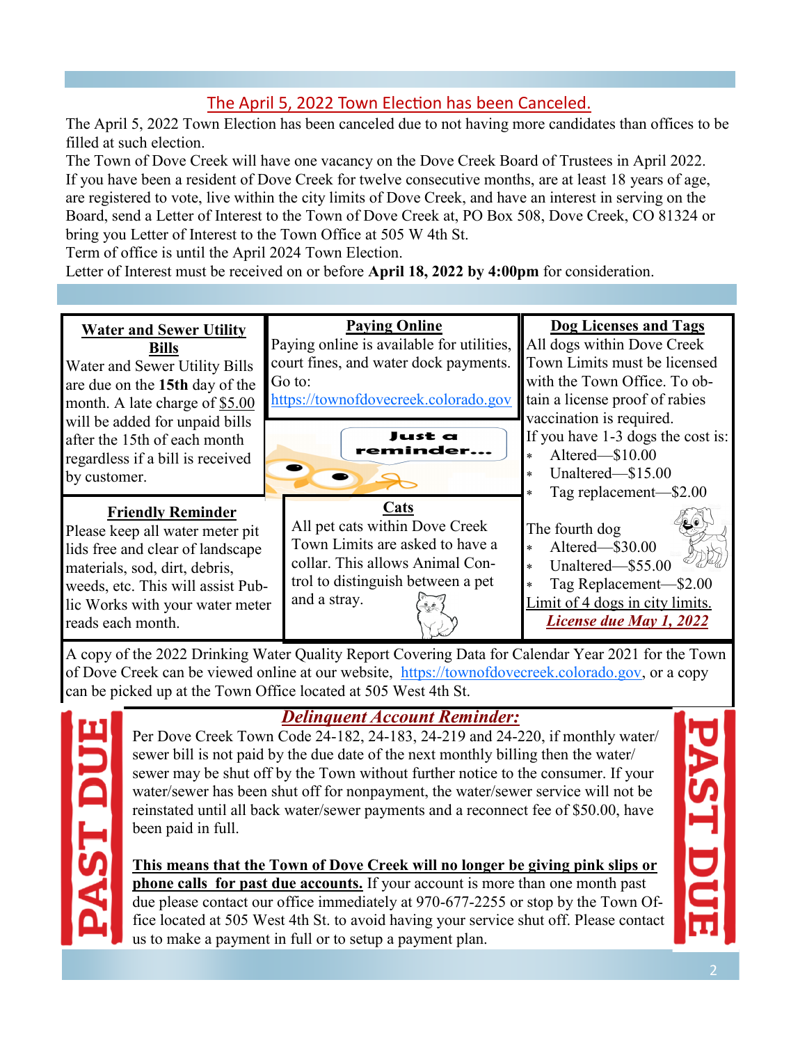## The April 5, 2022 Town Election has been Canceled.

The April 5, 2022 Town Election has been canceled due to not having more candidates than offices to be filled at such election.

The Town of Dove Creek will have one vacancy on the Dove Creek Board of Trustees in April 2022. If you have been a resident of Dove Creek for twelve consecutive months, are at least 18 years of age, are registered to vote, live within the city limits of Dove Creek, and have an interest in serving on the Board, send a Letter of Interest to the Town of Dove Creek at, PO Box 508, Dove Creek, CO 81324 or bring you Letter of Interest to the Town Office at 505 W 4th St.

Term of office is until the April 2024 Town Election.

Letter of Interest must be received on or before **April 18, 2022 by 4:00pm** for consideration.

### Water and Sewer Utility Bills

Water and Sewer Utility Bills are due on the **15th** day of the month. A late charge of $5.00 will be added for unpaid bills after the 15th of each month regardless if a bill is received by customer.

### Paying Online

Paying online is available for utilities, court fines, and water dock payments. Go to: https://townofdovecreek.colorado.gov

Just a reminder...

### Dog Licenses and Tags

All dogs within Dove Creek Town Limits must be licensed with the Town Office. To obtain a license proof of rabies vaccination is required.

If you have 1-3 dogs the cost is:

- Altered—$10.00
- Unaltered—$15.00
- Tag replacement—$2.00

The fourth dog

- Altered—$30.00
- Unaltered—$55.00
- Tag Replacement—$2.00

Limit of 4 dogs in city limits.

***License due May 1, 2022***

### Friendly Reminder

Please keep all water meter pit lids free and clear of landscape materials, sod, dirt, debris, weeds, etc. This will assist Public Works with your water meter reads each month.

### Cats

All pet cats within Dove Creek Town Limits are asked to have a collar. This allows Animal Control to distinguish between a pet and a stray.

A copy of the 2022 Drinking Water Quality Report Covering Data for Calendar Year 2021 for the Town of Dove Creek can be viewed online at our website, https://townofdovecreek.colorado.gov, or a copy can be picked up at the Town Office located at 505 West 4th St.

PAST DUE

### *Delinquent Account Reminder:*

Per Dove Creek Town Code 24-182, 24-183, 24-219 and 24-220, if monthly water/sewer bill is not paid by the due date of the next monthly billing then the water/sewer may be shut off by the Town without further notice to the consumer. If your water/sewer has been shut off for nonpayment, the water/sewer service will not be reinstated until all back water/sewer payments and a reconnect fee of $50.00, have been paid in full.

**This means that the Town of Dove Creek will no longer be giving pink slips or phone calls for past due accounts.** If your account is more than one month past due please contact our office immediately at 970-677-2255 or stop by the Town Office located at 505 West 4th St. to avoid having your service shut off. Please contact us to make a payment in full or to setup a payment plan.

PAST DUE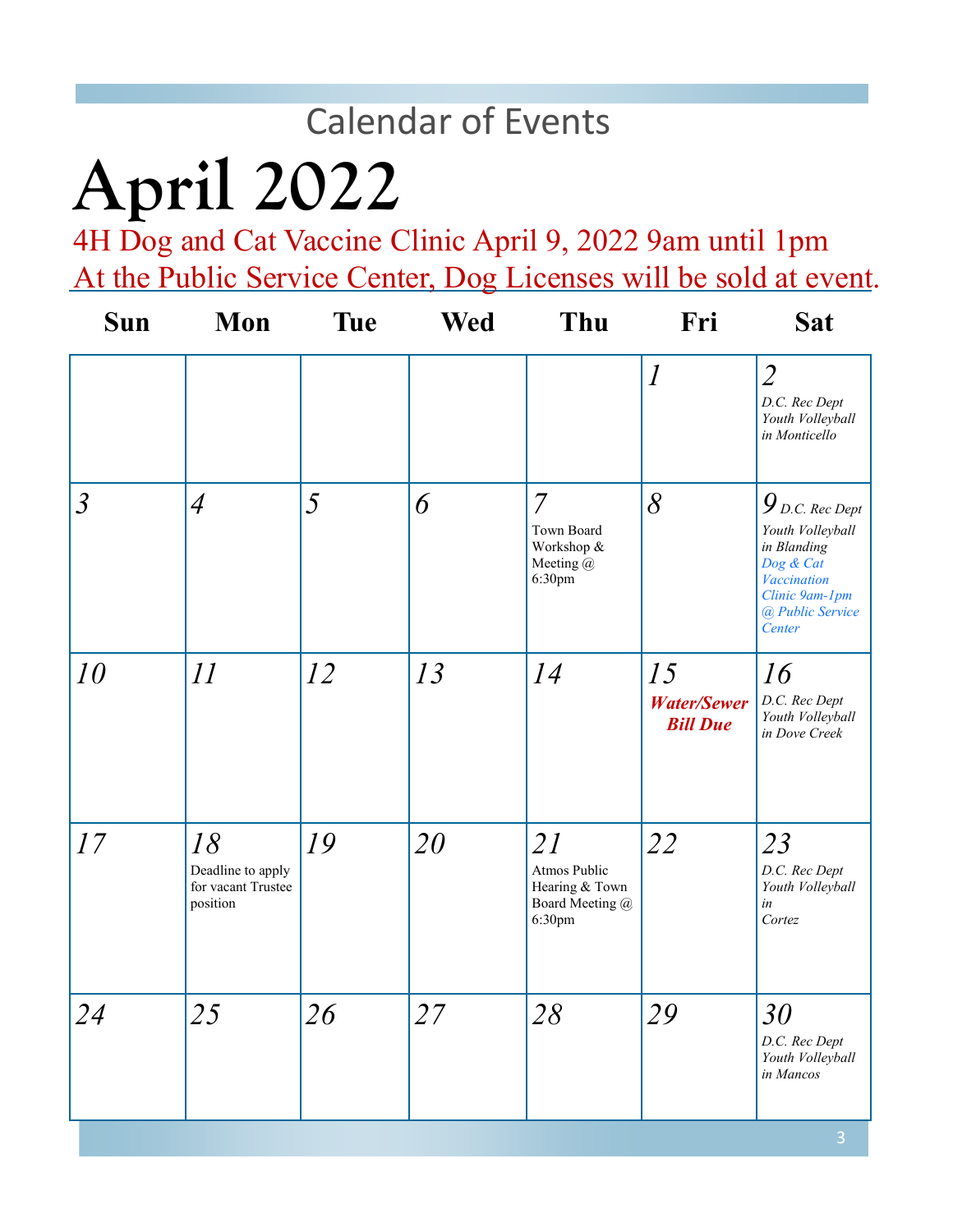## Calendar of Events

# April 2022

4H Dog and Cat Vaccine Clinic April 9, 2022 9am until 1pm
At the Public Service Center, Dog Licenses will be sold at event.

| Sun | Mon | Tue | Wed | Thu | Fri | Sat |
|---|---|---|---|---|---|---|
| | | | | | 1 | 2 *D.C. Rec Dept Youth Volleyball in Monticello* |
| 3 | 4 | 5 | 6 | 7 Town Board Workshop & Meeting @ 6:30pm | 8 | 9 *D.C. Rec Dept Youth Volleyball in Blanding* *Dog & Cat Vaccination Clinic 9am-1pm @ Public Service Center* |
| 10 | 11 | 12 | 13 | 14 | 15 ***Water/Sewer Bill Due*** | 16 *D.C. Rec Dept Youth Volleyball in Dove Creek* |
| 17 | 18 Deadline to apply for vacant Trustee position | 19 | 20 | 21 Atmos Public Hearing & Town Board Meeting @ 6:30pm | 22 | 23 *D.C. Rec Dept Youth Volleyball in Cortez* |
| 24 | 25 | 26 | 27 | 28 | 29 | 30 *D.C. Rec Dept Youth Volleyball in Mancos* |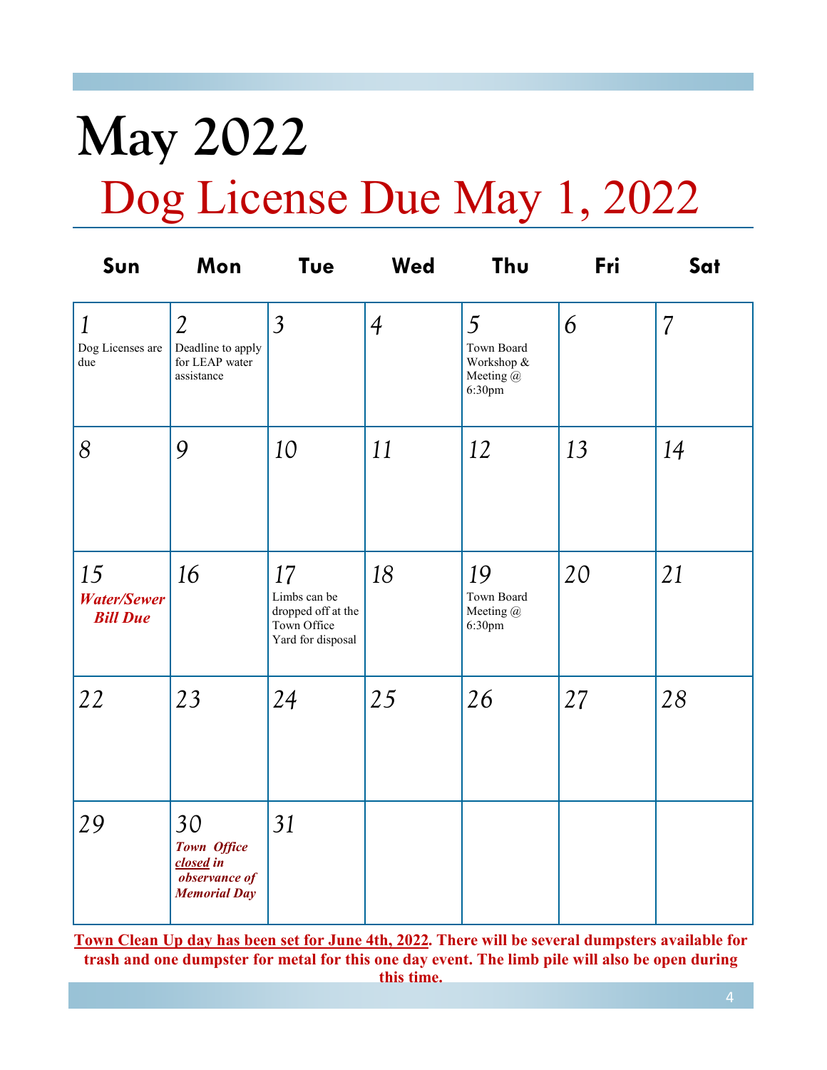# May 2022

## Dog License Due May 1, 2022

| Sun | Mon | Tue | Wed | Thu | Fri | Sat |
|---|---|---|---|---|---|---|
| 1 Dog Licenses are due | 2 Deadline to apply for LEAP water assistance | 3 | 4 | 5 Town Board Workshop & Meeting @ 6:30pm | 6 | 7 |
| 8 | 9 | 10 | 11 | 12 | 13 | 14 |
| 15 ***Water/Sewer Bill Due*** | 16 | 17 Limbs can be dropped off at the Town Office Yard for disposal | 18 | 19 Town Board Meeting @ 6:30pm | 20 | 21 |
| 22 | 23 | 24 | 25 | 26 | 27 | 28 |
| 29 | 30 ***Town Office closed in observance of Memorial Day*** | 31 | | | | |

**Town Clean Up day has been set for June 4th, 2022. There will be several dumpsters available for trash and one dumpster for metal for this one day event. The limb pile will also be open during this time.**